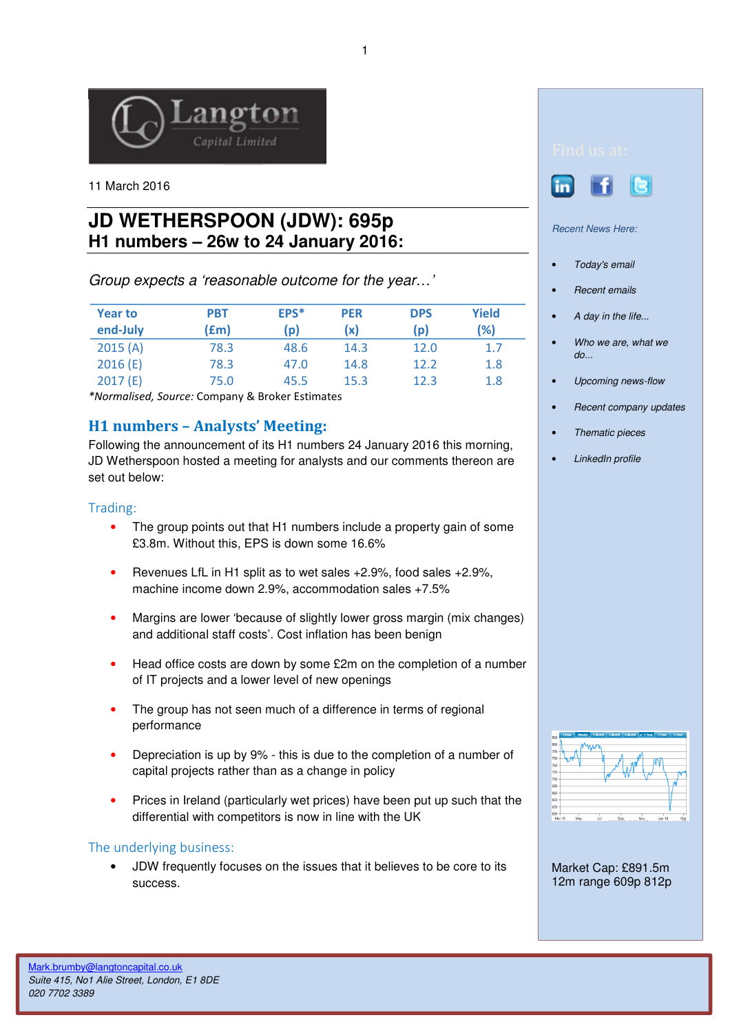11 March 2016

# JD WETHERSPOON (JDW): 695p
## H1 numbers – 26w to 24 January 2016:

*Group expects a 'reasonable outcome for the year…'*

| Year to end-July | PBT (£m) | EPS* (p) | PER (x) | DPS (p) | Yield (%) |
|---|---|---|---|---|---|
| 2015 (A) | 78.3 | 48.6 | 14.3 | 12.0 | 1.7 |
| 2016 (E) | 78.3 | 47.0 | 14.8 | 12.2 | 1.8 |
| 2017 (E) | 75.0 | 45.5 | 15.3 | 12.3 | 1.8 |

*\*Normalised, Source:* Company & Broker Estimates

## H1 numbers – Analysts' Meeting:

Following the announcement of its H1 numbers 24 January 2016 this morning, JD Wetherspoon hosted a meeting for analysts and our comments thereon are set out below:

### Trading:

- The group points out that H1 numbers include a property gain of some £3.8m. Without this, EPS is down some 16.6%
- Revenues LfL in H1 split as to wet sales +2.9%, food sales +2.9%, machine income down 2.9%, accommodation sales +7.5%
- Margins are lower 'because of slightly lower gross margin (mix changes) and additional staff costs'. Cost inflation has been benign
- Head office costs are down by some £2m on the completion of a number of IT projects and a lower level of new openings
- The group has not seen much of a difference in terms of regional performance
- Depreciation is up by 9% - this is due to the completion of a number of capital projects rather than as a change in policy
- Prices in Ireland (particularly wet prices) have been put up such that the differential with competitors is now in line with the UK

### The underlying business:

- JDW frequently focuses on the issues that it believes to be core to its success.

Find us at:

*Recent News Here:*

- *Today's email*
- *Recent emails*
- *A day in the life...*
- *Who we are, what we do...*
- *Upcoming news-flow*
- *Recent company updates*
- *Thematic pieces*
- *LinkedIn profile*

Market Cap: £891.5m
12m range 609p 812p

Mark.brumby@langtoncapital.co.uk
*Suite 415, No1 Alie Street, London, E1 8DE*
*020 7702 3389*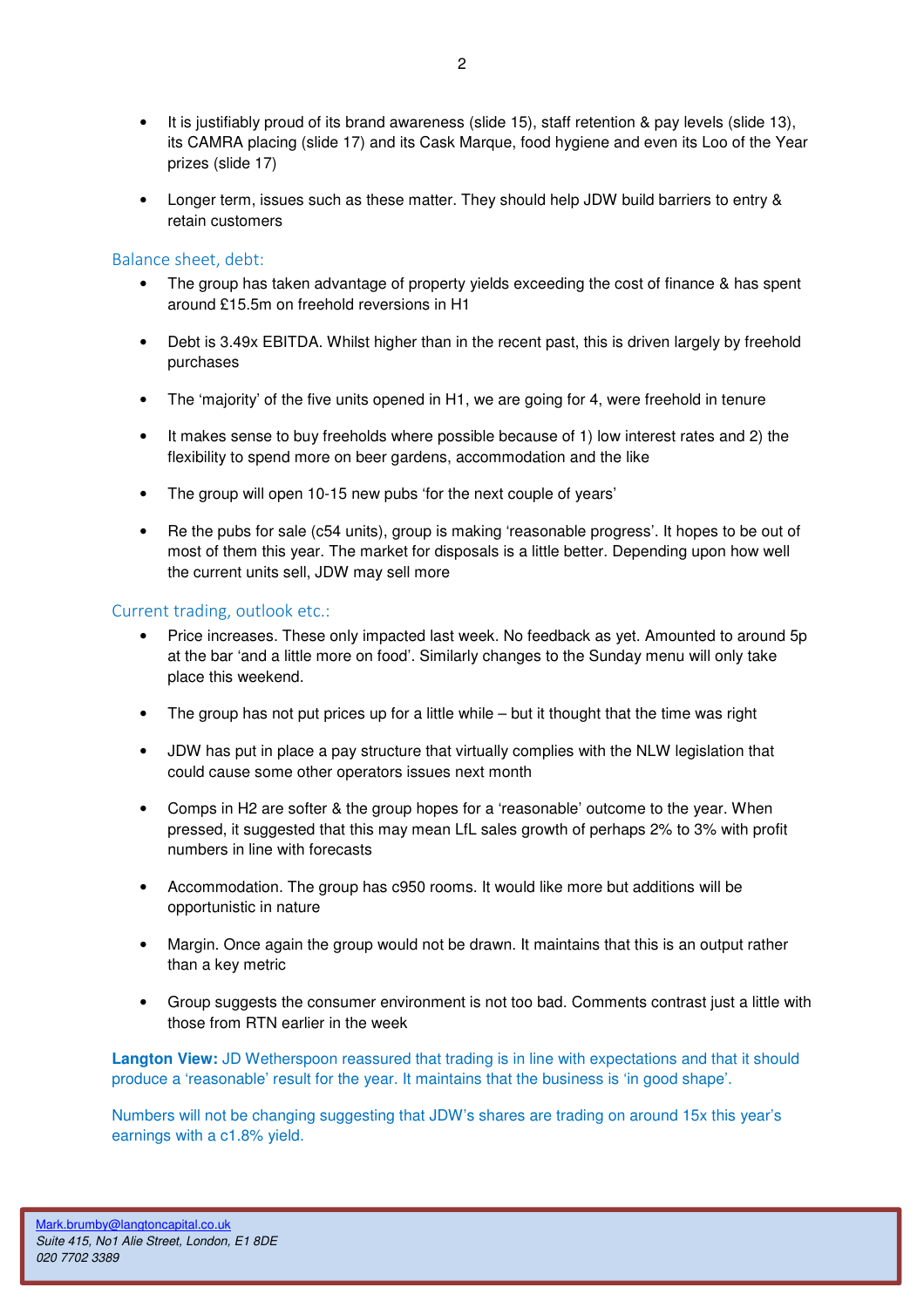- It is justifiably proud of its brand awareness (slide 15), staff retention & pay levels (slide 13), its CAMRA placing (slide 17) and its Cask Marque, food hygiene and even its Loo of the Year prizes (slide 17)

- Longer term, issues such as these matter. They should help JDW build barriers to entry & retain customers

## Balance sheet, debt:

- The group has taken advantage of property yields exceeding the cost of finance & has spent around £15.5m on freehold reversions in H1

- Debt is 3.49x EBITDA. Whilst higher than in the recent past, this is driven largely by freehold purchases

- The 'majority' of the five units opened in H1, we are going for 4, were freehold in tenure

- It makes sense to buy freeholds where possible because of 1) low interest rates and 2) the flexibility to spend more on beer gardens, accommodation and the like

- The group will open 10-15 new pubs 'for the next couple of years'

- Re the pubs for sale (c54 units), group is making 'reasonable progress'. It hopes to be out of most of them this year. The market for disposals is a little better. Depending upon how well the current units sell, JDW may sell more

## Current trading, outlook etc.:

- Price increases. These only impacted last week. No feedback as yet. Amounted to around 5p at the bar 'and a little more on food'. Similarly changes to the Sunday menu will only take place this weekend.

- The group has not put prices up for a little while – but it thought that the time was right

- JDW has put in place a pay structure that virtually complies with the NLW legislation that could cause some other operators issues next month

- Comps in H2 are softer & the group hopes for a 'reasonable' outcome to the year. When pressed, it suggested that this may mean LfL sales growth of perhaps 2% to 3% with profit numbers in line with forecasts

- Accommodation. The group has c950 rooms. It would like more but additions will be opportunistic in nature

- Margin. Once again the group would not be drawn. It maintains that this is an output rather than a key metric

- Group suggests the consumer environment is not too bad. Comments contrast just a little with those from RTN earlier in the week

**Langton View:** JD Wetherspoon reassured that trading is in line with expectations and that it should produce a 'reasonable' result for the year. It maintains that the business is 'in good shape'.

Numbers will not be changing suggesting that JDW's shares are trading on around 15x this year's earnings with a c1.8% yield.

Mark.brumby@langtoncapital.co.uk
*Suite 415, No1 Alie Street, London, E1 8DE*
*020 7702 3389*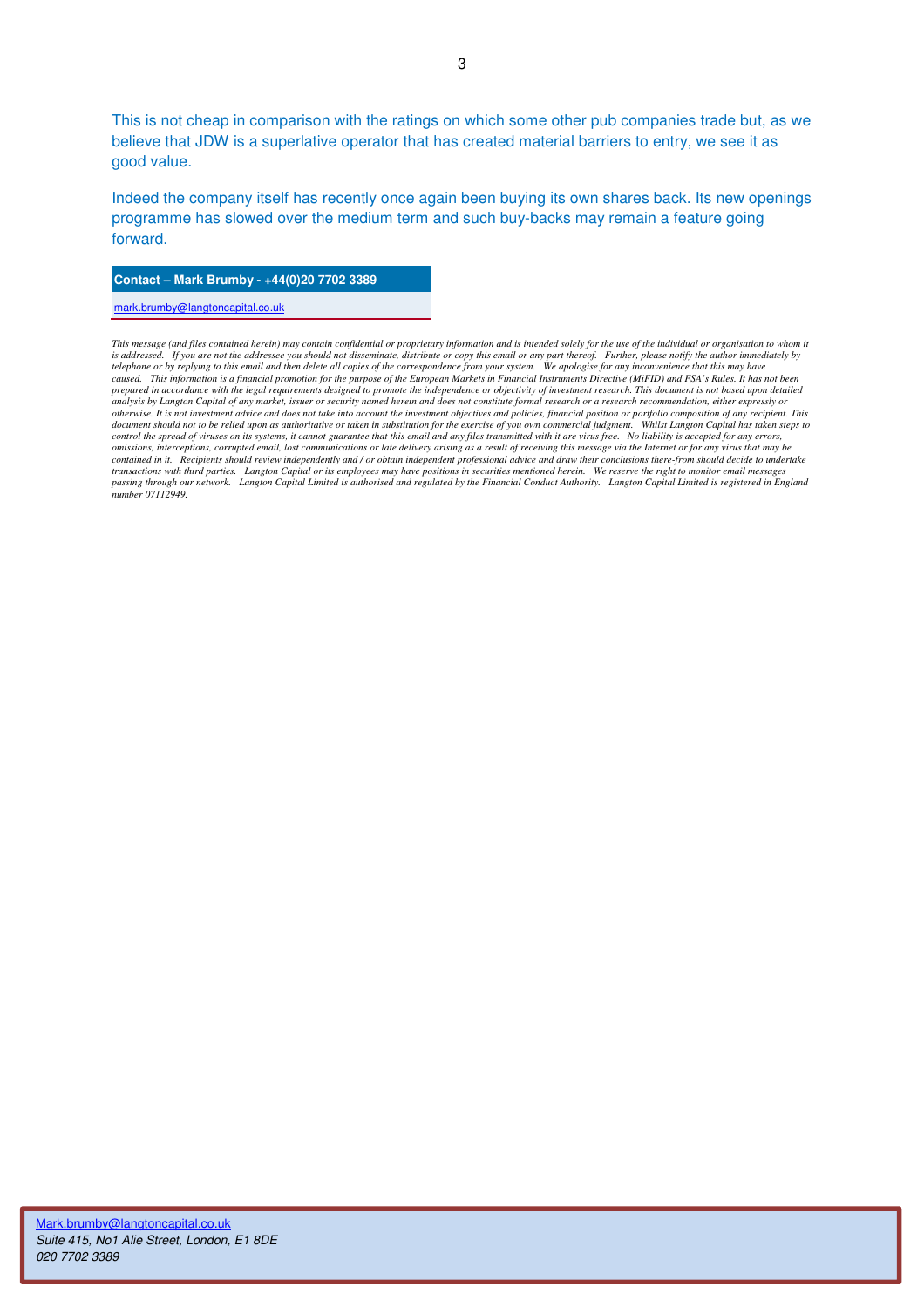This is not cheap in comparison with the ratings on which some other pub companies trade but, as we believe that JDW is a superlative operator that has created material barriers to entry, we see it as good value.

Indeed the company itself has recently once again been buying its own shares back. Its new openings programme has slowed over the medium term and such buy-backs may remain a feature going forward.

| **Contact – Mark Brumby - +44(0)20 7702 3389** |
| --- |
| mark.brumby@langtoncapital.co.uk |

*This message (and files contained herein) may contain confidential or proprietary information and is intended solely for the use of the individual or organisation to whom it is addressed. If you are not the addressee you should not disseminate, distribute or copy this email or any part thereof. Further, please notify the author immediately by telephone or by replying to this email and then delete all copies of the correspondence from your system. We apologise for any inconvenience that this may have caused. This information is a financial promotion for the purpose of the European Markets in Financial Instruments Directive (MiFID) and FSA's Rules. It has not been prepared in accordance with the legal requirements designed to promote the independence or objectivity of investment research. This document is not based upon detailed analysis by Langton Capital of any market, issuer or security named herein and does not constitute formal research or a research recommendation, either expressly or otherwise. It is not investment advice and does not take into account the investment objectives and policies, financial position or portfolio composition of any recipient. This document should not to be relied upon as authoritative or taken in substitution for the exercise of you own commercial judgment. Whilst Langton Capital has taken steps to control the spread of viruses on its systems, it cannot guarantee that this email and any files transmitted with it are virus free. No liability is accepted for any errors, omissions, interceptions, corrupted email, lost communications or late delivery arising as a result of receiving this message via the Internet or for any virus that may be contained in it. Recipients should review independently and / or obtain independent professional advice and draw their conclusions there-from should decide to undertake transactions with third parties. Langton Capital or its employees may have positions in securities mentioned herein. We reserve the right to monitor email messages passing through our network. Langton Capital Limited is authorised and regulated by the Financial Conduct Authority. Langton Capital Limited is registered in England number 07112949.*